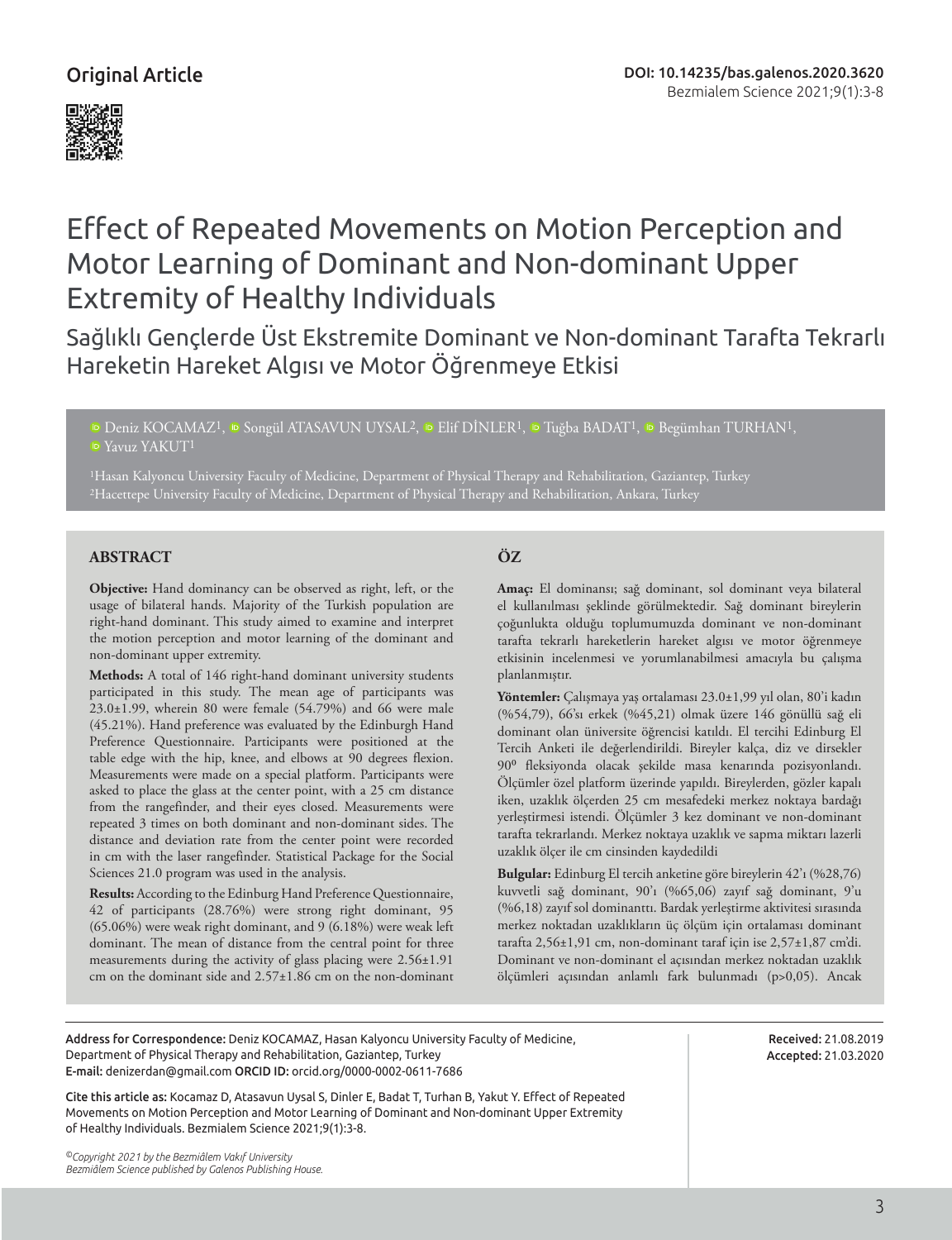Original Article

DOI: 10.14235/bas.galenos.2020.3620

# Effect of Repeated Movements on Motion Perception and Motor Learning of Dominant and Non-dominant Upper Extremity of Healthy Individuals

## Sağlıklı Gençlerde Üst Ekstremite Dominant ve Non-dominant Tarafta Tekrarlı Hareketin Hareket Algısı ve Motor Öğrenmeye Etkisi

Deniz KOCAMAZ[1], Songül ATASAVUN UYSAL[2], Elif DİNLER[1], Tuğba BADAT[1], Begümhan TURHAN[1], Yavuz YAKUT[1]

[1]Hasan Kalyoncu University Faculty of Medicine, Department of Physical Therapy and Rehabilitation, Gaziantep, Turkey
[2]Hacettepe University Faculty of Medicine, Department of Physical Therapy and Rehabilitation, Ankara, Turkey

### ABSTRACT

**Objective:** Hand dominancy can be observed as right, left, or the usage of bilateral hands. Majority of the Turkish population are right-hand dominant. This study aimed to examine and interpret the motion perception and motor learning of the dominant and non-dominant upper extremity.

**Methods:** A total of 146 right-hand dominant university students participated in this study. The mean age of participants was 23.0±1.99, wherein 80 were female (54.79%) and 66 were male (45.21%). Hand preference was evaluated by the Edinburgh Hand Preference Questionnaire. Participants were positioned at the table edge with the hip, knee, and elbows at 90 degrees flexion. Measurements were made on a special platform. Participants were asked to place the glass at the center point, with a 25 cm distance from the rangefinder, and their eyes closed. Measurements were repeated 3 times on both dominant and non-dominant sides. The distance and deviation rate from the center point were recorded in cm with the laser rangefinder. Statistical Package for the Social Sciences 21.0 program was used in the analysis.

**Results:** According to the Edinburgh Hand Preference Questionnaire, 42 of participants (28.76%) were strong right dominant, 95 (65.06%) were weak right dominant, and 9 (6.18%) were weak left dominant. The mean of distance from the central point for three measurements during the activity of glass placing were 2.56±1.91 cm on the dominant side and 2.57±1.86 cm on the non-dominant

### ÖZ

**Amaç:** El dominansı; sağ dominant, sol dominant veya bilateral el kullanılması şeklinde görülmektedir. Sağ dominant bireylerin çoğunlukta olduğu toplumumuzda dominant ve non-dominant tarafta tekrarlı hareketlerin hareket algısı ve motor öğrenmeye etkisinin incelenmesi ve yorumlanabilmesi amacıyla bu çalışma planlanmıştır.

**Yöntemler:** Çalışmaya yaş ortalaması 23.0±1,99 yıl olan, 80'i kadın (%54,79), 66'sı erkek (%45,21) olmak üzere 146 gönüllü sağ eli dominant olan üniversite öğrencisi katıldı. El tercihi Edinburgh El Tercih Anketi ile değerlendirildi. Bireyler kalça, diz ve dirsekler 90º fleksiyonda olacak şekilde masa kenarında pozisyonlandı. Ölçümler özel platform üzerinde yapıldı. Bireylerden, gözler kapalı iken, uzaklık ölçerden 25 cm mesafedeki merkez noktaya bardağı yerleştirmesi istendi. Ölçümler 3 kez dominant ve non-dominant tarafta tekrarlandı. Merkez noktaya uzaklık ve sapma miktarı lazerli uzaklık ölçer ile cm cinsinden kaydedildi

**Bulgular:** Edinburgh El tercih anketine göre bireylerin 42'ı (%28,76) kuvvetli sağ dominant, 90'ı (%65,06) zayıf sağ dominant, 9'u (%6,18) zayıf sol dominanttı. Bardak yerleştirme aktivitesi sırasında merkez noktadan uzaklıkların üç ölçüm için ortalaması dominant tarafta 2,56±1,91 cm, non-dominant taraf için ise 2,57±1,87 cm'di. Dominant ve non-dominant el açısından merkez noktadan uzaklık ölçümleri açısından anlamlı fark bulunmadı (p>0,05). Ancak

---

**Address for Correspondence:** Deniz KOCAMAZ, Hasan Kalyoncu University Faculty of Medicine, Department of Physical Therapy and Rehabilitation, Gaziantep, Turkey
**E-mail:** denizerdan@gmail.com **ORCID ID:** orcid.org/0000-0002-0611-7686

**Received:** 21.08.2019
**Accepted:** 21.03.2020

**Cite this article as:** Kocamaz D, Atasavun Uysal S, Dinler E, Badat T, Turhan B, Yakut Y. Effect of Repeated Movements on Motion Perception and Motor Learning of Dominant and Non-dominant Upper Extremity of Healthy Individuals. Bezmialem Science 2021;9(1):3-8.

*©Copyright 2021 by the Bezmiâlem Vakıf University*
*Bezmiâlem Science published by Galenos Publishing House.*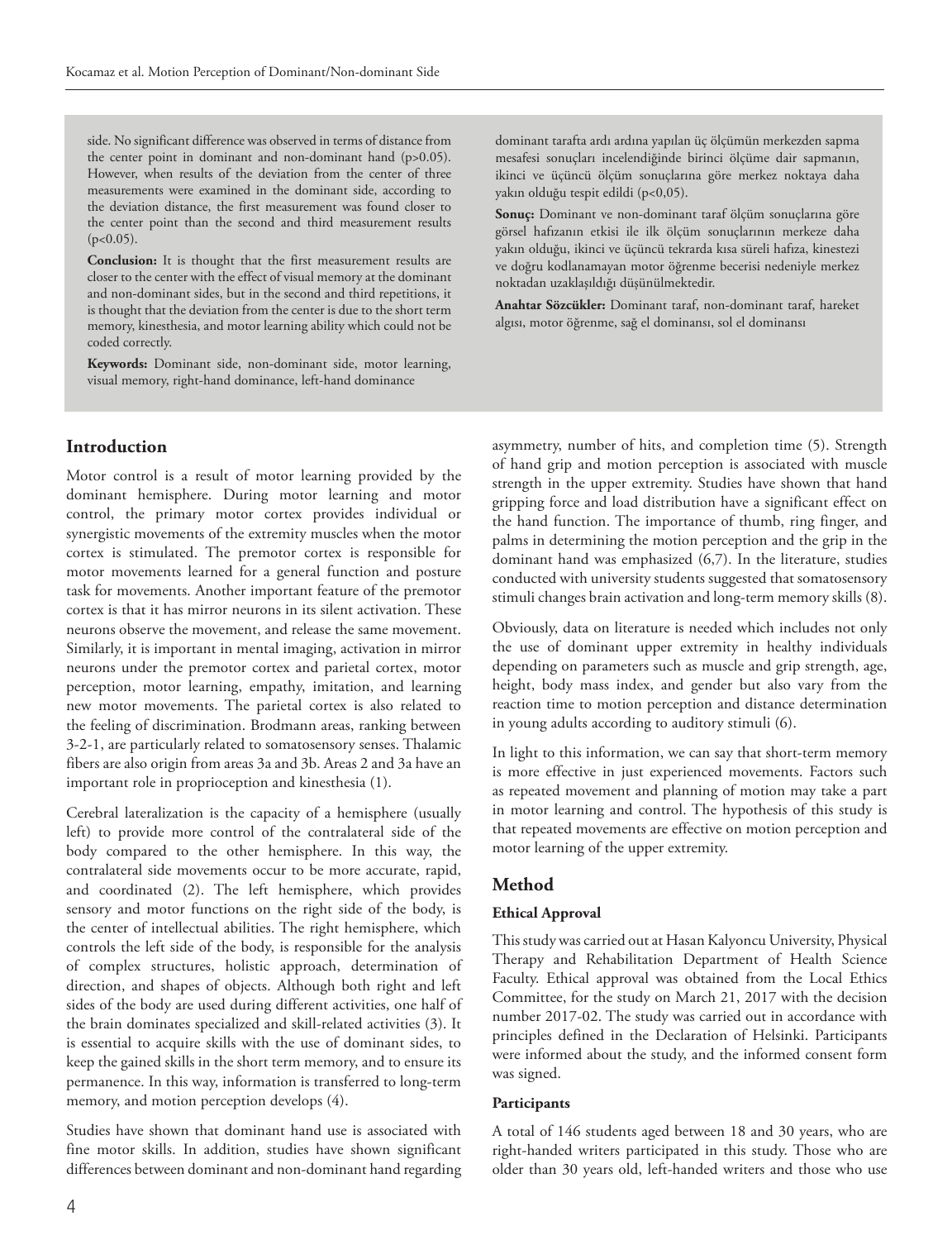side. No significant difference was observed in terms of distance from the center point in dominant and non-dominant hand ($p>0.05$). However, when results of the deviation from the center of three measurements were examined in the dominant side, according to the deviation distance, the first measurement was found closer to the center point than the second and third measurement results ($p<0.05$).

**Conclusion:** It is thought that the first measurement results are closer to the center with the effect of visual memory at the dominant and non-dominant sides, but in the second and third repetitions, it is thought that the deviation from the center is due to the short term memory, kinesthesia, and motor learning ability which could not be coded correctly.

**Keywords:** Dominant side, non-dominant side, motor learning, visual memory, right-hand dominance, left-hand dominance

dominant tarafta ardı ardına yapılan üç ölçümün merkezden sapma mesafesi sonuçları incelendiğinde birinci ölçüme dair sapmanın, ikinci ve üçüncü ölçüm sonuçlarına göre merkez noktaya daha yakın olduğu tespit edildi ($p<0,05$).

**Sonuç:** Dominant ve non-dominant taraf ölçüm sonuçlarına göre görsel hafızanın etkisi ile ilk ölçüm sonuçlarının merkeze daha yakın olduğu, ikinci ve üçüncü tekrarda kısa süreli hafıza, kinestezi ve doğru kodlanamayan motor öğrenme becerisi nedeniyle merkez noktadan uzaklaşıldığı düşünülmektedir.

**Anahtar Sözcükler:** Dominant taraf, non-dominant taraf, hareket algısı, motor öğrenme, sağ el dominansı, sol el dominansı

## Introduction

Motor control is a result of motor learning provided by the dominant hemisphere. During motor learning and motor control, the primary motor cortex provides individual or synergistic movements of the extremity muscles when the motor cortex is stimulated. The premotor cortex is responsible for motor movements learned for a general function and posture task for movements. Another important feature of the premotor cortex is that it has mirror neurons in its silent activation. These neurons observe the movement, and release the same movement. Similarly, it is important in mental imaging, activation in mirror neurons under the premotor cortex and parietal cortex, motor perception, motor learning, empathy, imitation, and learning new motor movements. The parietal cortex is also related to the feeling of discrimination. Brodmann areas, ranking between 3-2-1, are particularly related to somatosensory senses. Thalamic fibers are also origin from areas 3a and 3b. Areas 2 and 3a have an important role in proprioception and kinesthesia (1).

Cerebral lateralization is the capacity of a hemisphere (usually left) to provide more control of the contralateral side of the body compared to the other hemisphere. In this way, the contralateral side movements occur to be more accurate, rapid, and coordinated (2). The left hemisphere, which provides sensory and motor functions on the right side of the body, is the center of intellectual abilities. The right hemisphere, which controls the left side of the body, is responsible for the analysis of complex structures, holistic approach, determination of direction, and shapes of objects. Although both right and left sides of the body are used during different activities, one half of the brain dominates specialized and skill-related activities (3). It is essential to acquire skills with the use of dominant sides, to keep the gained skills in the short term memory, and to ensure its permanence. In this way, information is transferred to long-term memory, and motion perception develops (4).

Studies have shown that dominant hand use is associated with fine motor skills. In addition, studies have shown significant differences between dominant and non-dominant hand regarding asymmetry, number of hits, and completion time (5). Strength of hand grip and motion perception is associated with muscle strength in the upper extremity. Studies have shown that hand gripping force and load distribution have a significant effect on the hand function. The importance of thumb, ring finger, and palms in determining the motion perception and the grip in the dominant hand was emphasized (6,7). In the literature, studies conducted with university students suggested that somatosensory stimuli changes brain activation and long-term memory skills (8).

Obviously, data on literature is needed which includes not only the use of dominant upper extremity in healthy individuals depending on parameters such as muscle and grip strength, age, height, body mass index, and gender but also vary from the reaction time to motion perception and distance determination in young adults according to auditory stimuli (6).

In light to this information, we can say that short-term memory is more effective in just experienced movements. Factors such as repeated movement and planning of motion may take a part in motor learning and control. The hypothesis of this study is that repeated movements are effective on motion perception and motor learning of the upper extremity.

## Method

### Ethical Approval

This study was carried out at Hasan Kalyoncu University, Physical Therapy and Rehabilitation Department of Health Science Faculty. Ethical approval was obtained from the Local Ethics Committee, for the study on March 21, 2017 with the decision number 2017-02. The study was carried out in accordance with principles defined in the Declaration of Helsinki. Participants were informed about the study, and the informed consent form was signed.

### Participants

A total of 146 students aged between 18 and 30 years, who are right-handed writers participated in this study. Those who are older than 30 years old, left-handed writers and those who use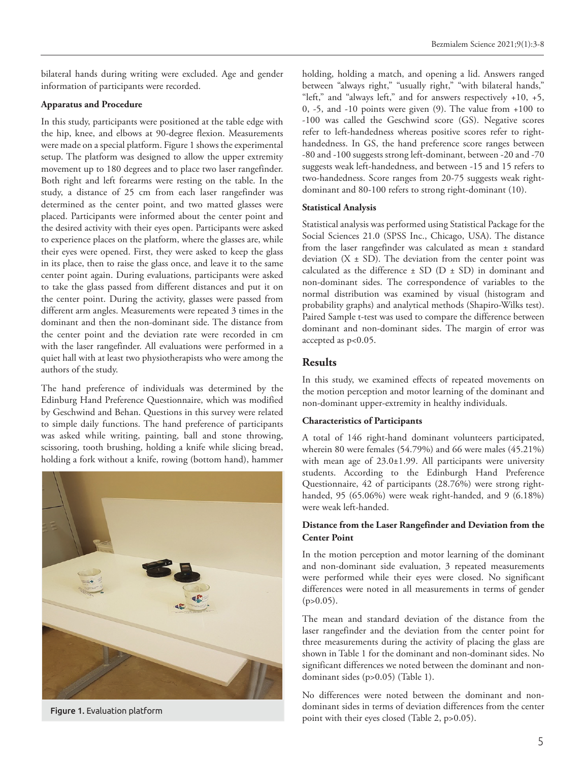bilateral hands during writing were excluded. Age and gender information of participants were recorded.

**Apparatus and Procedure**

In this study, participants were positioned at the table edge with the hip, knee, and elbows at 90-degree flexion. Measurements were made on a special platform. Figure 1 shows the experimental setup. The platform was designed to allow the upper extremity movement up to 180 degrees and to place two laser rangefinder. Both right and left forearms were resting on the table. In the study, a distance of 25 cm from each laser rangefinder was determined as the center point, and two matted glasses were placed. Participants were informed about the center point and the desired activity with their eyes open. Participants were asked to experience places on the platform, where the glasses are, while their eyes were opened. First, they were asked to keep the glass in its place, then to raise the glass once, and leave it to the same center point again. During evaluations, participants were asked to take the glass passed from different distances and put it on the center point. During the activity, glasses were passed from different arm angles. Measurements were repeated 3 times in the dominant and then the non-dominant side. The distance from the center point and the deviation rate were recorded in cm with the laser rangefinder. All evaluations were performed in a quiet hall with at least two physiotherapists who were among the authors of the study.

The hand preference of individuals was determined by the Edinburg Hand Preference Questionnaire, which was modified by Geschwind and Behan. Questions in this survey were related to simple daily functions. The hand preference of participants was asked while writing, painting, ball and stone throwing, scissoring, tooth brushing, holding a knife while slicing bread, holding a fork without a knife, rowing (bottom hand), hammer holding, holding a match, and opening a lid. Answers ranged between "always right," "usually right," "with bilateral hands," "left," and "always left," and for answers respectively +10, +5, 0, -5, and -10 points were given (9). The value from +100 to -100 was called the Geschwind score (GS). Negative scores refer to left-handedness whereas positive scores refer to right-handedness. In GS, the hand preference score ranges between -80 and -100 suggests strong left-dominant, between -20 and -70 suggests weak left-handedness, and between -15 and 15 refers to two-handedness. Score ranges from 20-75 suggests weak right-dominant and 80-100 refers to strong right-dominant (10).

Figure 1. Evaluation platform

**Statistical Analysis**

Statistical analysis was performed using Statistical Package for the Social Sciences 21.0 (SPSS Inc., Chicago, USA). The distance from the laser rangefinder was calculated as mean ± standard deviation (X ± SD). The deviation from the center point was calculated as the difference ± SD (D ± SD) in dominant and non-dominant sides. The correspondence of variables to the normal distribution was examined by visual (histogram and probability graphs) and analytical methods (Shapiro-Wilks test). Paired Sample t-test was used to compare the difference between dominant and non-dominant sides. The margin of error was accepted as $p<0.05$.

## Results

In this study, we examined effects of repeated movements on the motion perception and motor learning of the dominant and non-dominant upper-extremity in healthy individuals.

**Characteristics of Participants**

A total of 146 right-hand dominant volunteers participated, wherein 80 were females (54.79%) and 66 were males (45.21%) with mean age of 23.0±1.99. All participants were university students. According to the Edinburgh Hand Preference Questionnaire, 42 of participants (28.76%) were strong right-handed, 95 (65.06%) were weak right-handed, and 9 (6.18%) were weak left-handed.

**Distance from the Laser Rangefinder and Deviation from the Center Point**

In the motion perception and motor learning of the dominant and non-dominant side evaluation, 3 repeated measurements were performed while their eyes were closed. No significant differences were noted in all measurements in terms of gender ($p>0.05$).

The mean and standard deviation of the distance from the laser rangefinder and the deviation from the center point for three measurements during the activity of placing the glass are shown in Table 1 for the dominant and non-dominant sides. No significant differences we noted between the dominant and non-dominant sides ($p>0.05$) (Table 1).

No differences were noted between the dominant and non-dominant sides in terms of deviation differences from the center point with their eyes closed (Table 2, $p>0.05$).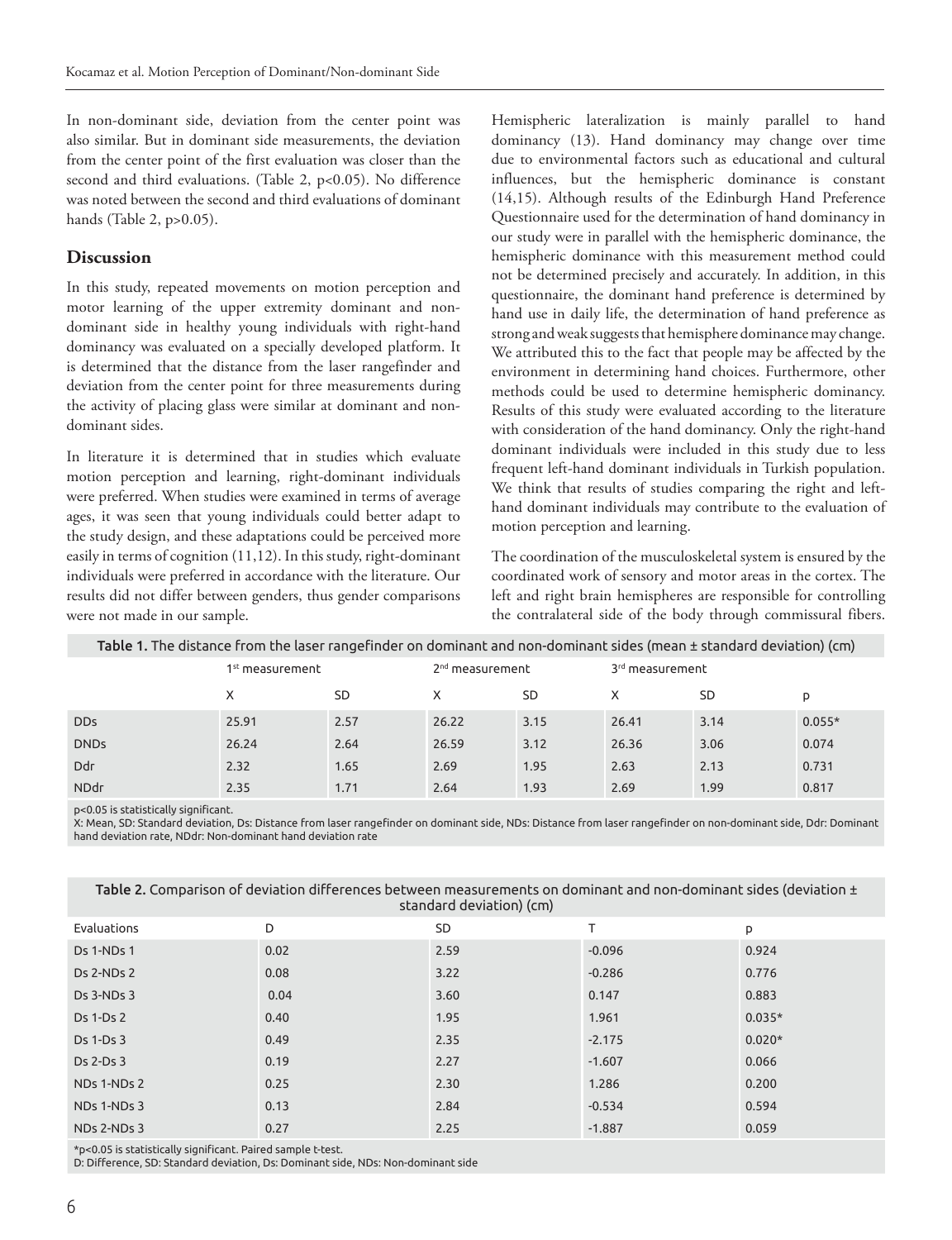In non-dominant side, deviation from the center point was also similar. But in dominant side measurements, the deviation from the center point of the first evaluation was closer than the second and third evaluations. (Table 2, p<0.05). No difference was noted between the second and third evaluations of dominant hands (Table 2, p>0.05).

## Discussion

In this study, repeated movements on motion perception and motor learning of the upper extremity dominant and non-dominant side in healthy young individuals with right-hand dominancy was evaluated on a specially developed platform. It is determined that the distance from the laser rangefinder and deviation from the center point for three measurements during the activity of placing glass were similar at dominant and non-dominant sides.

In literature it is determined that in studies which evaluate motion perception and learning, right-dominant individuals were preferred. When studies were examined in terms of average ages, it was seen that young individuals could better adapt to the study design, and these adaptations could be perceived more easily in terms of cognition (11,12). In this study, right-dominant individuals were preferred in accordance with the literature. Our results did not differ between genders, thus gender comparisons were not made in our sample.

Hemispheric lateralization is mainly parallel to hand dominancy (13). Hand dominancy may change over time due to environmental factors such as educational and cultural influences, but the hemispheric dominance is constant (14,15). Although results of the Edinburgh Hand Preference Questionnaire used for the determination of hand dominancy in our study were in parallel with the hemispheric dominance, the hemispheric dominance with this measurement method could not be determined precisely and accurately. In addition, in this questionnaire, the dominant hand preference is determined by hand use in daily life, the determination of hand preference as strong and weak suggests that hemisphere dominance may change. We attributed this to the fact that people may be affected by the environment in determining hand choices. Furthermore, other methods could be used to determine hemispheric dominancy. Results of this study were evaluated according to the literature with consideration of the hand dominancy. Only the right-hand dominant individuals were included in this study due to less frequent left-hand dominant individuals in Turkish population. We think that results of studies comparing the right and left-hand dominant individuals may contribute to the evaluation of motion perception and learning.

The coordination of the musculoskeletal system is ensured by the coordinated work of sensory and motor areas in the cortex. The left and right brain hemispheres are responsible for controlling the contralateral side of the body through commissural fibers.

**Table 1.** The distance from the laser rangefinder on dominant and non-dominant sides (mean ± standard deviation) (cm)

| | 1st measurement | | 2nd measurement | | 3rd measurement | | |
|---|---|---|---|---|---|---|---|
| | X | SD | X | SD | X | SD | p |
| DDs | 25.91 | 2.57 | 26.22 | 3.15 | 26.41 | 3.14 | 0.055* |
| DNDs | 26.24 | 2.64 | 26.59 | 3.12 | 26.36 | 3.06 | 0.074 |
| Ddr | 2.32 | 1.65 | 2.69 | 1.95 | 2.63 | 2.13 | 0.731 |
| NDdr | 2.35 | 1.71 | 2.64 | 1.93 | 2.69 | 1.99 | 0.817 |

p<0.05 is statistically significant.
X: Mean, SD: Standard deviation, Ds: Distance from laser rangefinder on dominant side, NDs: Distance from laser rangefinder on non-dominant side, Ddr: Dominant hand deviation rate, NDdr: Non-dominant hand deviation rate

**Table 2.** Comparison of deviation differences between measurements on dominant and non-dominant sides (deviation ± standard deviation) (cm)

| Evaluations | D | SD | T | p |
|---|---|---|---|---|
| Ds 1-NDs 1 | 0.02 | 2.59 | -0.096 | 0.924 |
| Ds 2-NDs 2 | 0.08 | 3.22 | -0.286 | 0.776 |
| Ds 3-NDs 3 | 0.04 | 3.60 | 0.147 | 0.883 |
| Ds 1-Ds 2 | 0.40 | 1.95 | 1.961 | 0.035* |
| Ds 1-Ds 3 | 0.49 | 2.35 | -2.175 | 0.020* |
| Ds 2-Ds 3 | 0.19 | 2.27 | -1.607 | 0.066 |
| NDs 1-NDs 2 | 0.25 | 2.30 | 1.286 | 0.200 |
| NDs 1-NDs 3 | 0.13 | 2.84 | -0.534 | 0.594 |
| NDs 2-NDs 3 | 0.27 | 2.25 | -1.887 | 0.059 |

*p<0.05 is statistically significant. Paired sample t-test.
D: Difference, SD: Standard deviation, Ds: Dominant side, NDs: Non-dominant side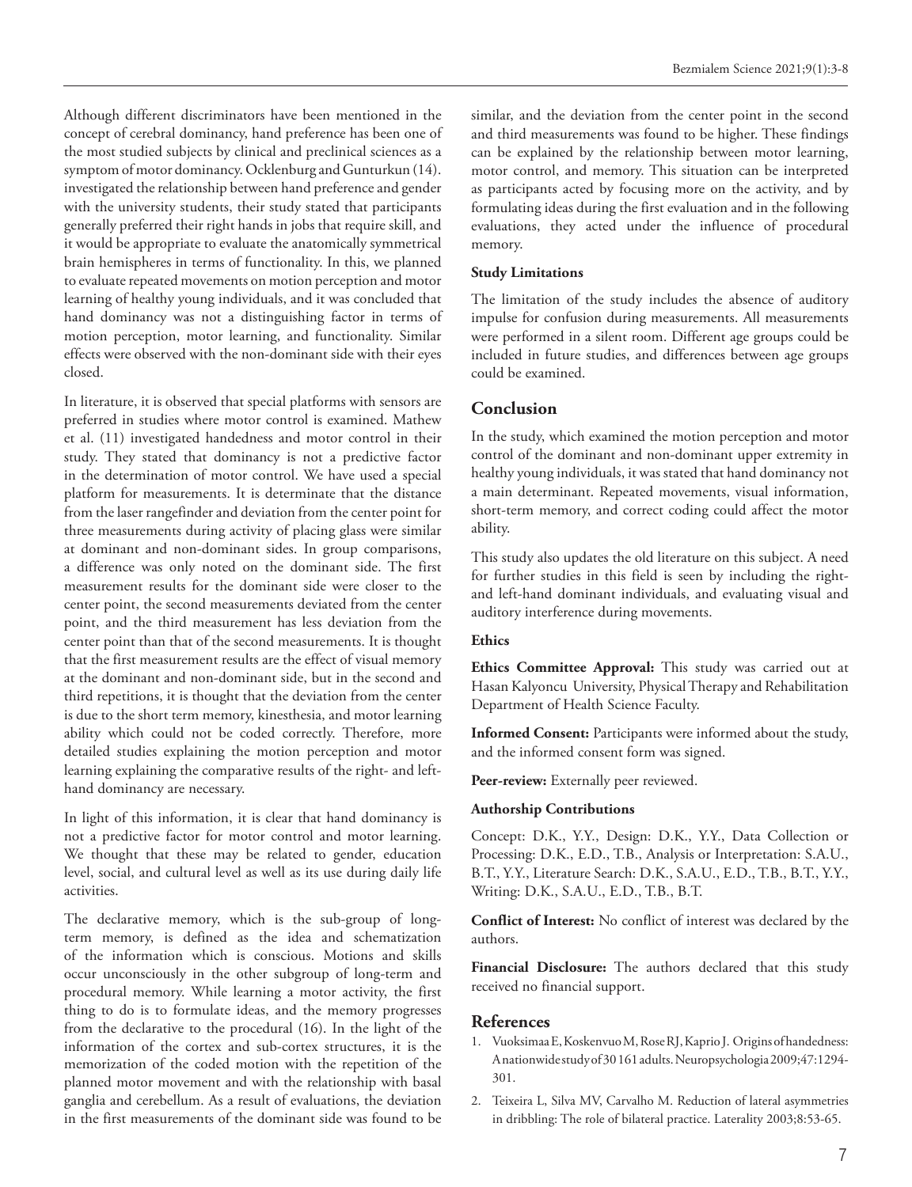Although different discriminators have been mentioned in the concept of cerebral dominancy, hand preference has been one of the most studied subjects by clinical and preclinical sciences as a symptom of motor dominancy. Ocklenburg and Gunturkun (14). investigated the relationship between hand preference and gender with the university students, their study stated that participants generally preferred their right hands in jobs that require skill, and it would be appropriate to evaluate the anatomically symmetrical brain hemispheres in terms of functionality. In this, we planned to evaluate repeated movements on motion perception and motor learning of healthy young individuals, and it was concluded that hand dominancy was not a distinguishing factor in terms of motion perception, motor learning, and functionality. Similar effects were observed with the non-dominant side with their eyes closed.

In literature, it is observed that special platforms with sensors are preferred in studies where motor control is examined. Mathew et al. (11) investigated handedness and motor control in their study. They stated that dominancy is not a predictive factor in the determination of motor control. We have used a special platform for measurements. It is determinate that the distance from the laser rangefinder and deviation from the center point for three measurements during activity of placing glass were similar at dominant and non-dominant sides. In group comparisons, a difference was only noted on the dominant side. The first measurement results for the dominant side were closer to the center point, the second measurements deviated from the center point, and the third measurement has less deviation from the center point than that of the second measurements. It is thought that the first measurement results are the effect of visual memory at the dominant and non-dominant side, but in the second and third repetitions, it is thought that the deviation from the center is due to the short term memory, kinesthesia, and motor learning ability which could not be coded correctly. Therefore, more detailed studies explaining the motion perception and motor learning explaining the comparative results of the right- and left-hand dominancy are necessary.

In light of this information, it is clear that hand dominancy is not a predictive factor for motor control and motor learning. We thought that these may be related to gender, education level, social, and cultural level as well as its use during daily life activities.

The declarative memory, which is the sub-group of long-term memory, is defined as the idea and schematization of the information which is conscious. Motions and skills occur unconsciously in the other subgroup of long-term and procedural memory. While learning a motor activity, the first thing to do is to formulate ideas, and the memory progresses from the declarative to the procedural (16). In the light of the information of the cortex and sub-cortex structures, it is the memorization of the coded motion with the repetition of the planned motor movement and with the relationship with basal ganglia and cerebellum. As a result of evaluations, the deviation in the first measurements of the dominant side was found to be similar, and the deviation from the center point in the second and third measurements was found to be higher. These findings can be explained by the relationship between motor learning, motor control, and memory. This situation can be interpreted as participants acted by focusing more on the activity, and by formulating ideas during the first evaluation and in the following evaluations, they acted under the influence of procedural memory.

### Study Limitations

The limitation of the study includes the absence of auditory impulse for confusion during measurements. All measurements were performed in a silent room. Different age groups could be included in future studies, and differences between age groups could be examined.

## Conclusion

In the study, which examined the motion perception and motor control of the dominant and non-dominant upper extremity in healthy young individuals, it was stated that hand dominancy not a main determinant. Repeated movements, visual information, short-term memory, and correct coding could affect the motor ability.

This study also updates the old literature on this subject. A need for further studies in this field is seen by including the right- and left-hand dominant individuals, and evaluating visual and auditory interference during movements.

### Ethics

**Ethics Committee Approval:** This study was carried out at Hasan Kalyoncu University, Physical Therapy and Rehabilitation Department of Health Science Faculty.

**Informed Consent:** Participants were informed about the study, and the informed consent form was signed.

**Peer-review:** Externally peer reviewed.

### Authorship Contributions

Concept: D.K., Y.Y., Design: D.K., Y.Y., Data Collection or Processing: D.K., E.D., T.B., Analysis or Interpretation: S.A.U., B.T., Y.Y., Literature Search: D.K., S.A.U., E.D., T.B., B.T., Y.Y., Writing: D.K., S.A.U., E.D., T.B., B.T.

**Conflict of Interest:** No conflict of interest was declared by the authors.

**Financial Disclosure:** The authors declared that this study received no financial support.

## References

1. Vuoksimaa E, Koskenvuo M, Rose RJ, Kaprio J. Origins of handedness: A nationwide study of 30 161 adults. Neuropsychologia 2009;47:1294-301.
2. Teixeira L, Silva MV, Carvalho M. Reduction of lateral asymmetries in dribbling: The role of bilateral practice. Laterality 2003;8:53-65.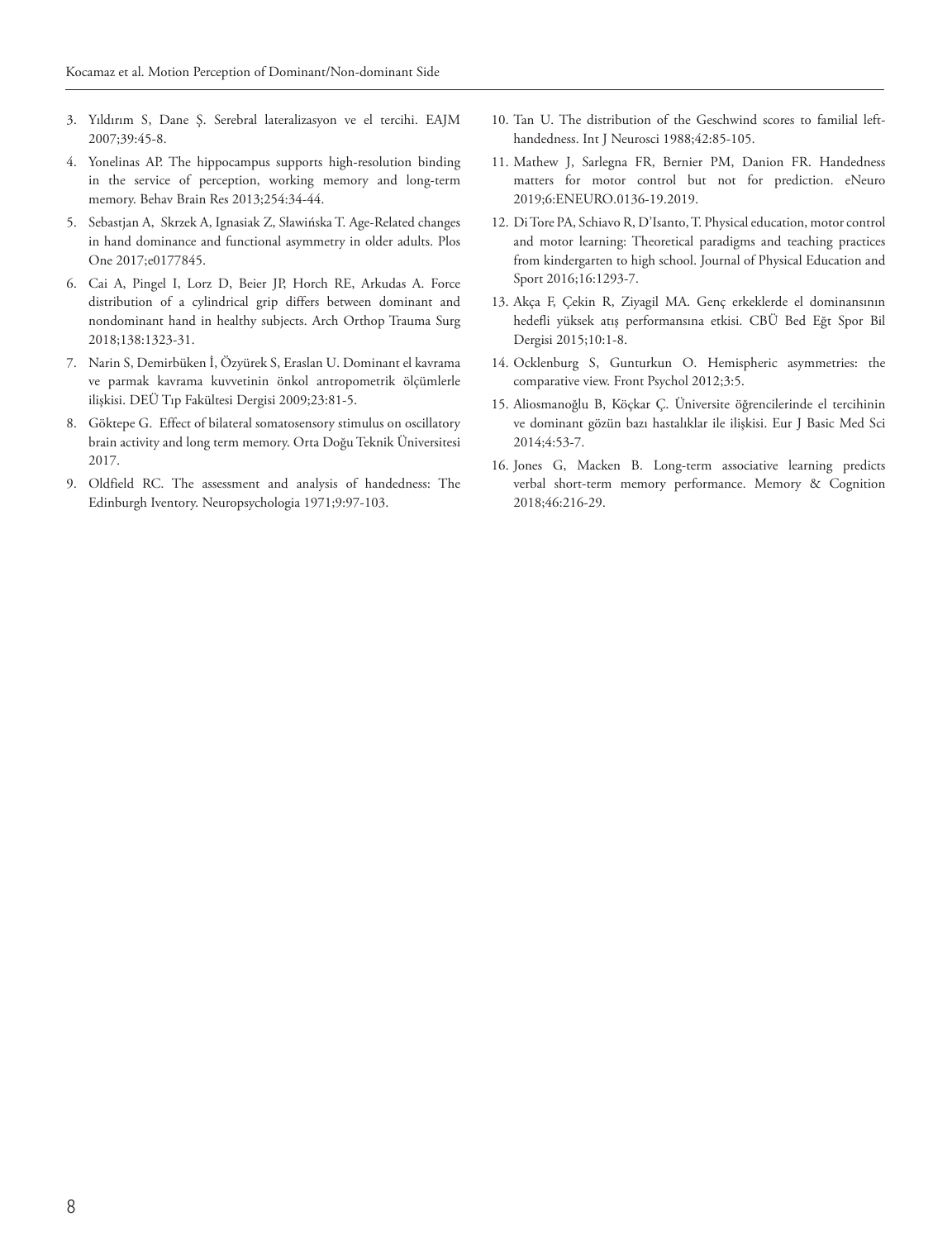3. Yıldırım S, Dane Ş. Serebral lateralizasyon ve el tercihi. EAJM 2007;39:45-8.
4. Yonelinas AP. The hippocampus supports high-resolution binding in the service of perception, working memory and long-term memory. Behav Brain Res 2013;254:34-44.
5. Sebastjan A, Skrzek A, Ignasiak Z, Sławińska T. Age-Related changes in hand dominance and functional asymmetry in older adults. Plos One 2017;e0177845.
6. Cai A, Pingel I, Lorz D, Beier JP, Horch RE, Arkudas A. Force distribution of a cylindrical grip differs between dominant and nondominant hand in healthy subjects. Arch Orthop Trauma Surg 2018;138:1323-31.
7. Narin S, Demirbüken İ, Özyürek S, Eraslan U. Dominant el kavrama ve parmak kavrama kuvvetinin önkol antropometrik ölçümlerle ilişkisi. DEÜ Tıp Fakültesi Dergisi 2009;23:81-5.
8. Göktepe G. Effect of bilateral somatosensory stimulus on oscillatory brain activity and long term memory. Orta Doğu Teknik Üniversitesi 2017.
9. Oldfield RC. The assessment and analysis of handedness: The Edinburgh Iventory. Neuropsychologia 1971;9:97-103.
10. Tan U. The distribution of the Geschwind scores to familial left-handedness. Int J Neurosci 1988;42:85-105.
11. Mathew J, Sarlegna FR, Bernier PM, Danion FR. Handedness matters for motor control but not for prediction. eNeuro 2019;6:ENEURO.0136-19.2019.
12. Di Tore PA, Schiavo R, D'Isanto, T. Physical education, motor control and motor learning: Theoretical paradigms and teaching practices from kindergarten to high school. Journal of Physical Education and Sport 2016;16:1293-7.
13. Akça F, Çekin R, Ziyagil MA. Genç erkeklerde el dominansının hedefli yüksek atış performansına etkisi. CBÜ Bed Eğt Spor Bil Dergisi 2015;10:1-8.
14. Ocklenburg S, Gunturkun O. Hemispheric asymmetries: the comparative view. Front Psychol 2012;3:5.
15. Aliosmanoğlu B, Köçkar Ç. Üniversite öğrencilerinde el tercihinin ve dominant gözün bazı hastalıklar ile ilişkisi. Eur J Basic Med Sci 2014;4:53-7.
16. Jones G, Macken B. Long-term associative learning predicts verbal short-term memory performance. Memory & Cognition 2018;46:216-29.